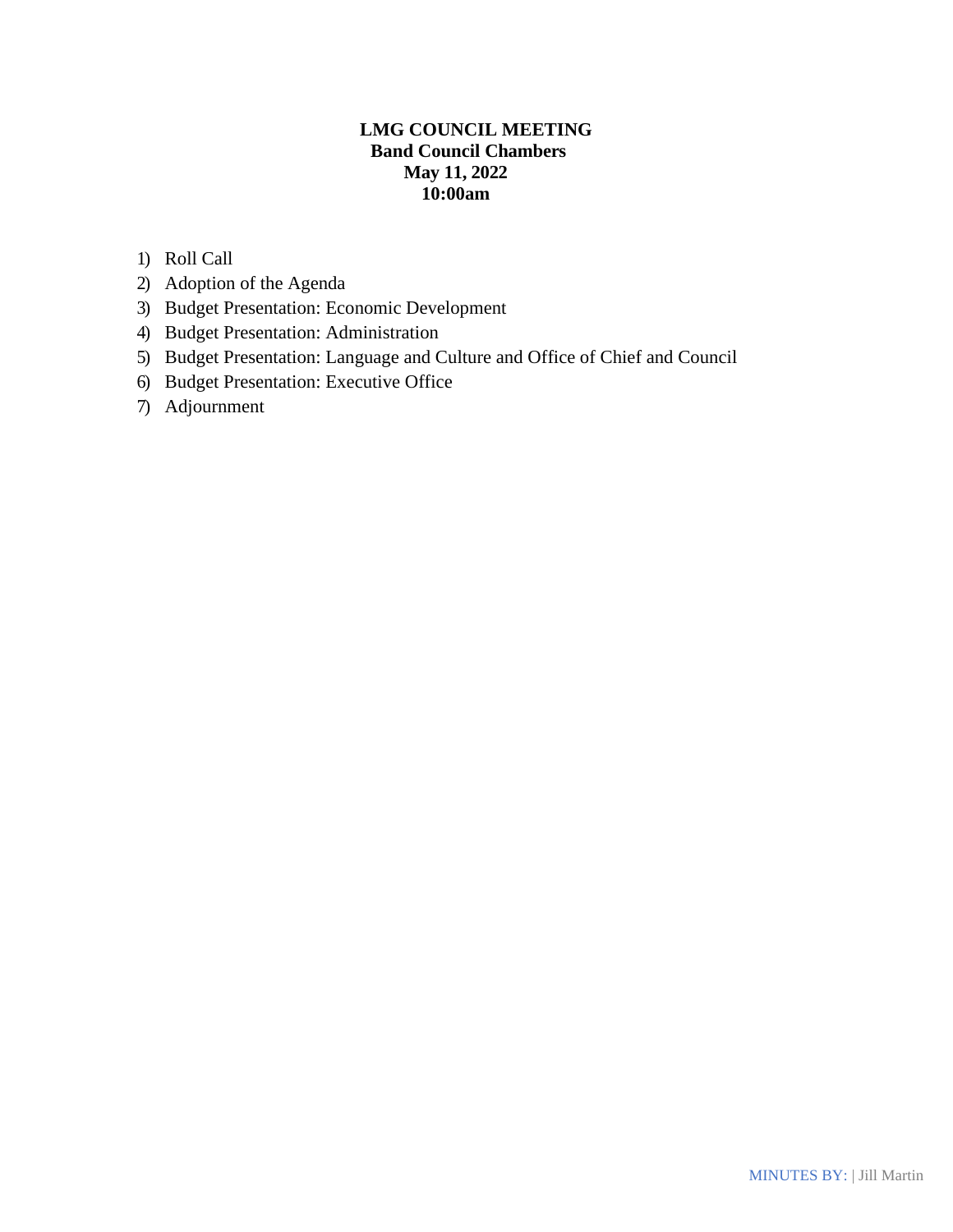**LMG COUNCIL MEETING**
**Band Council Chambers**
**May 11, 2022**
**10:00am**

1) Roll Call
2) Adoption of the Agenda
3) Budget Presentation: Economic Development
4) Budget Presentation: Administration
5) Budget Presentation: Language and Culture and Office of Chief and Council
6) Budget Presentation: Executive Office
7) Adjournment

MINUTES BY: | Jill Martin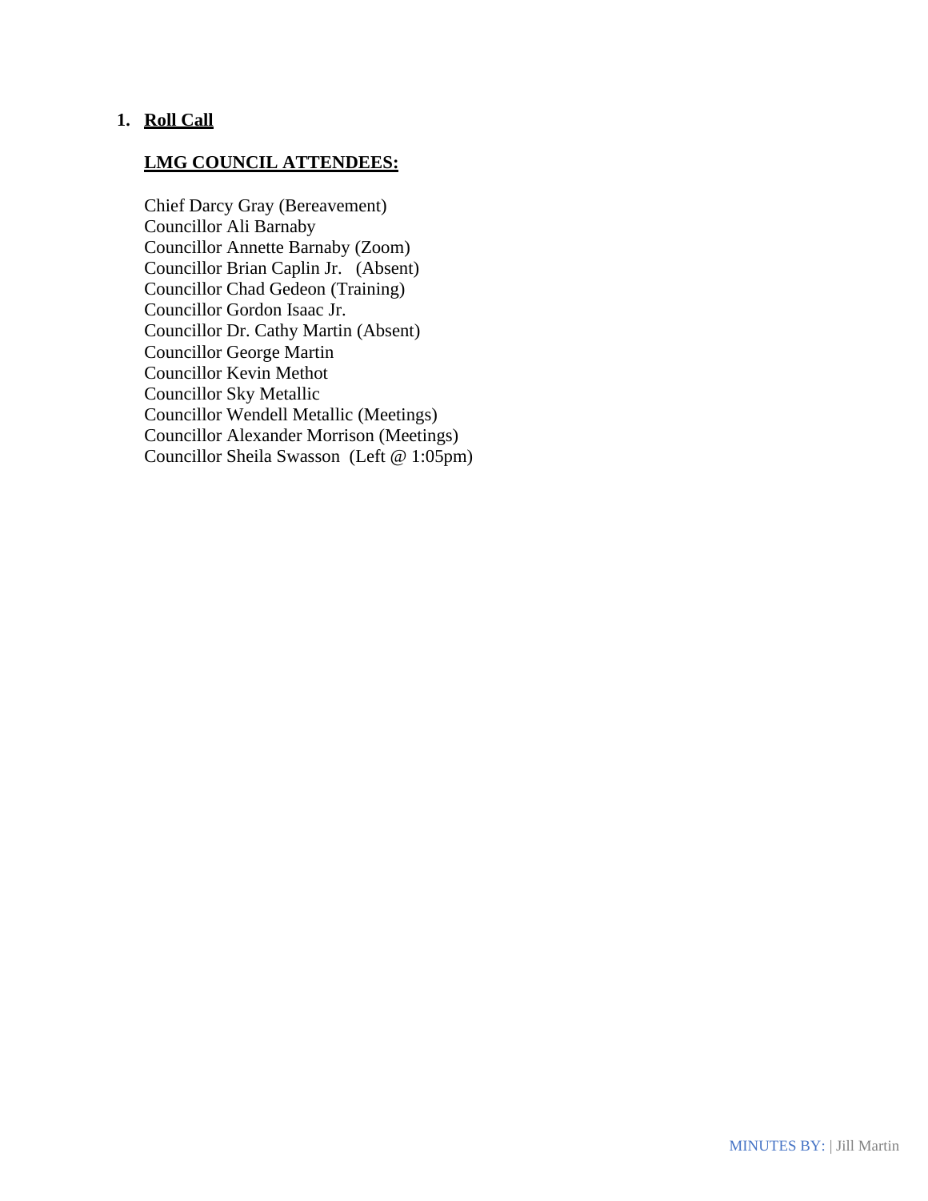1. **Roll Call**

**LMG COUNCIL ATTENDEES:**

Chief Darcy Gray (Bereavement)
Councillor Ali Barnaby
Councillor Annette Barnaby (Zoom)
Councillor Brian Caplin Jr. (Absent)
Councillor Chad Gedeon (Training)
Councillor Gordon Isaac Jr.
Councillor Dr. Cathy Martin (Absent)
Councillor George Martin
Councillor Kevin Methot
Councillor Sky Metallic
Councillor Wendell Metallic (Meetings)
Councillor Alexander Morrison (Meetings)
Councillor Sheila Swasson (Left @ 1:05pm)

MINUTES BY: | Jill Martin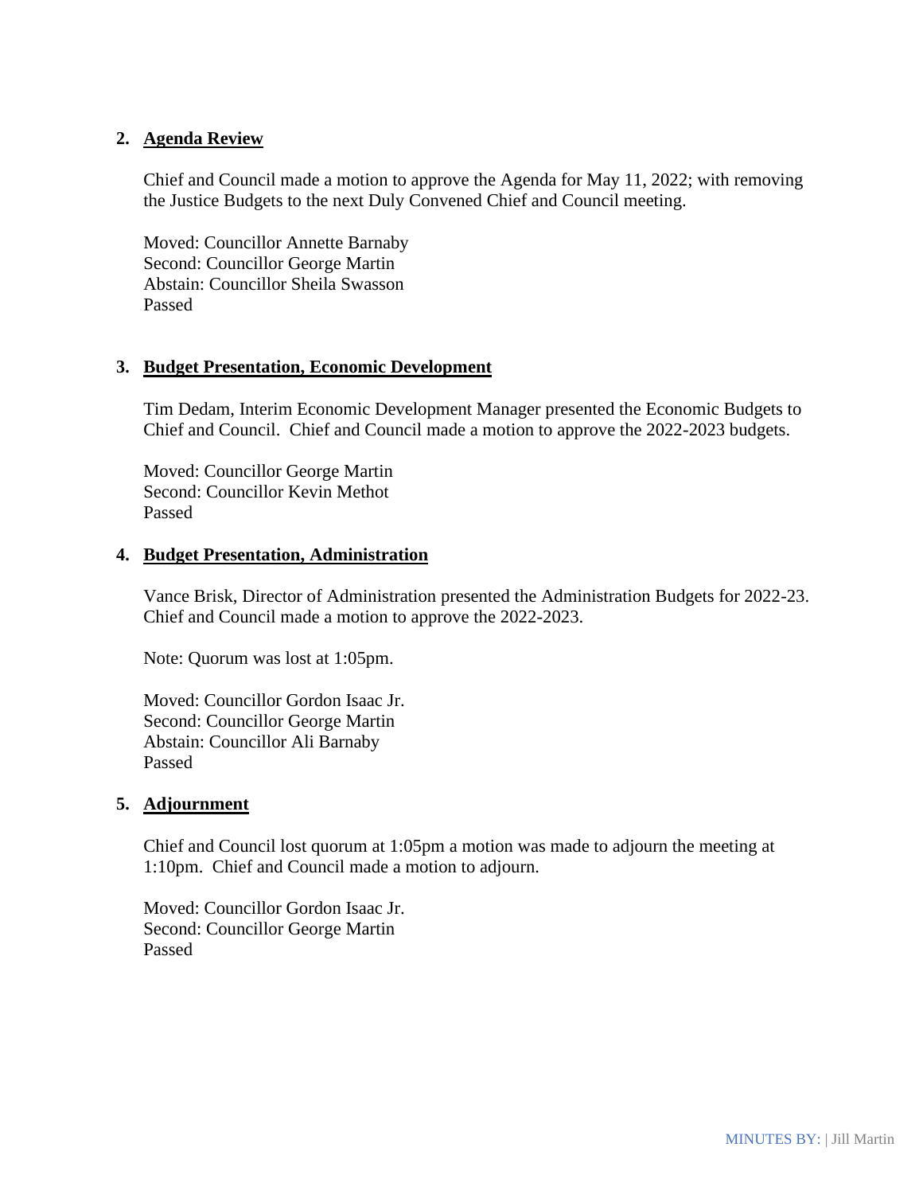## 2. Agenda Review

Chief and Council made a motion to approve the Agenda for May 11, 2022; with removing the Justice Budgets to the next Duly Convened Chief and Council meeting.

Moved: Councillor Annette Barnaby
Second: Councillor George Martin
Abstain: Councillor Sheila Swasson
Passed

## 3. Budget Presentation, Economic Development

Tim Dedam, Interim Economic Development Manager presented the Economic Budgets to Chief and Council. Chief and Council made a motion to approve the 2022-2023 budgets.

Moved: Councillor George Martin
Second: Councillor Kevin Methot
Passed

## 4. Budget Presentation, Administration

Vance Brisk, Director of Administration presented the Administration Budgets for 2022-23. Chief and Council made a motion to approve the 2022-2023.

Note: Quorum was lost at 1:05pm.

Moved: Councillor Gordon Isaac Jr.
Second: Councillor George Martin
Abstain: Councillor Ali Barnaby
Passed

## 5. Adjournment

Chief and Council lost quorum at 1:05pm a motion was made to adjourn the meeting at 1:10pm. Chief and Council made a motion to adjourn.

Moved: Councillor Gordon Isaac Jr.
Second: Councillor George Martin
Passed

MINUTES BY: | Jill Martin